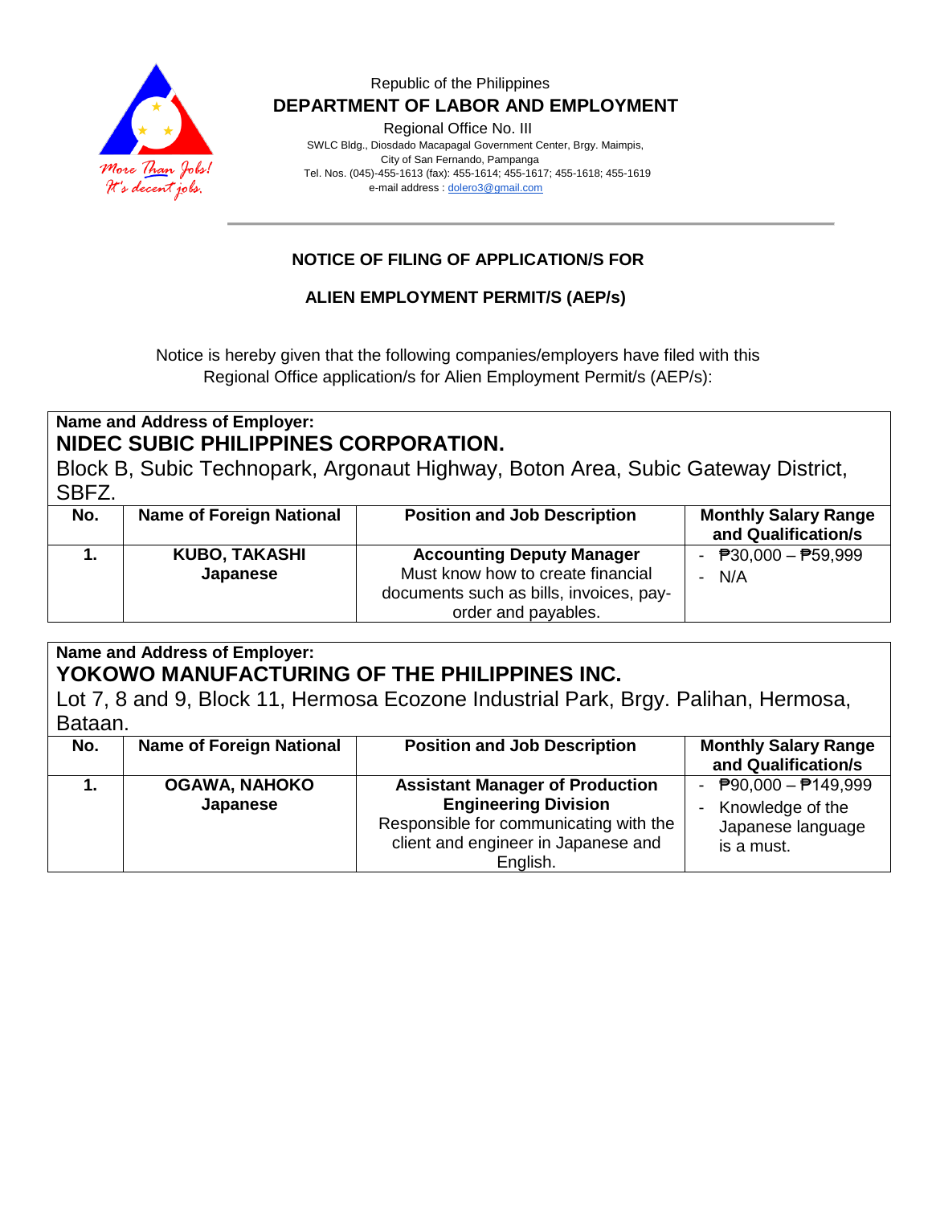Republic of the Philippines

**DEPARTMENT OF LABOR AND EMPLOYMENT**

Regional Office No. III

SWLC Bldg., Diosdado Macapagal Government Center, Brgy. Maimpis,
City of San Fernando, Pampanga
Tel. Nos. (045)-455-1613 (fax): 455-1614; 455-1617; 455-1618; 455-1619
e-mail address : dolero3@gmail.com

## NOTICE OF FILING OF APPLICATION/S FOR

## ALIEN EMPLOYMENT PERMIT/S (AEP/s)

Notice is hereby given that the following companies/employers have filed with this Regional Office application/s for Alien Employment Permit/s (AEP/s):

**Name and Address of Employer:**
**NIDEC SUBIC PHILIPPINES CORPORATION.**
Block B, Subic Technopark, Argonaut Highway, Boton Area, Subic Gateway District, SBFZ.

| No. | Name of Foreign National | Position and Job Description | Monthly Salary Range and Qualification/s |
|---|---|---|---|
| **1.** | **KUBO, TAKASHI**<br>**Japanese** | **Accounting Deputy Manager**<br>Must know how to create financial documents such as bills, invoices, pay-order and payables. | - ₱30,000 – ₱59,999<br>- N/A |

**Name and Address of Employer:**
**YOKOWO MANUFACTURING OF THE PHILIPPINES INC.**
Lot 7, 8 and 9, Block 11, Hermosa Ecozone Industrial Park, Brgy. Palihan, Hermosa, Bataan.

| No. | Name of Foreign National | Position and Job Description | Monthly Salary Range and Qualification/s |
|---|---|---|---|
| **1.** | **OGAWA, NAHOKO**<br>**Japanese** | **Assistant Manager of Production Engineering Division**<br>Responsible for communicating with the client and engineer in Japanese and English. | - ₱90,000 – ₱149,999<br>- Knowledge of the Japanese language is a must. |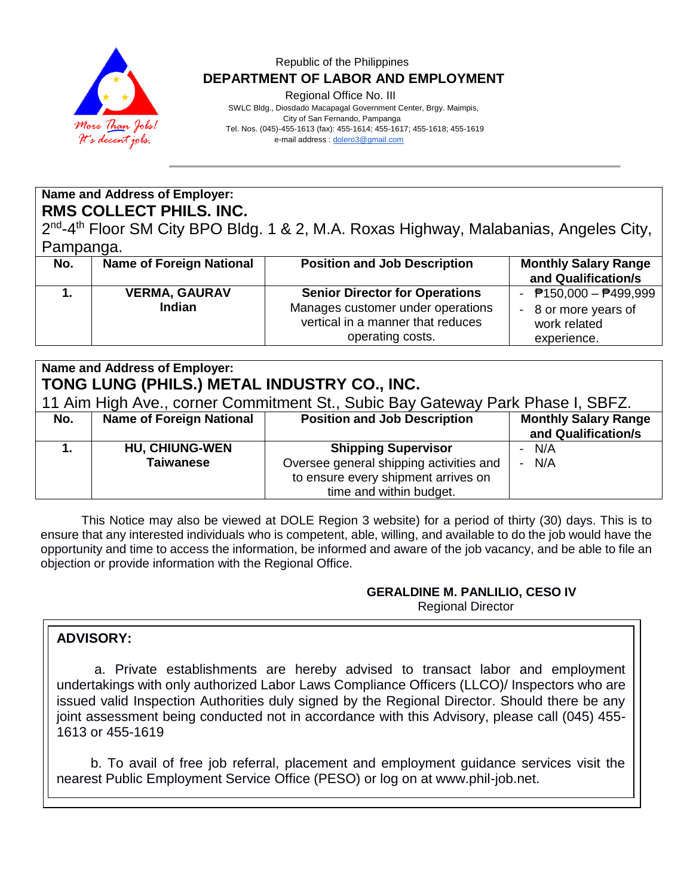Republic of the Philippines
**DEPARTMENT OF LABOR AND EMPLOYMENT**
Regional Office No. III
SWLC Bldg., Diosdado Macapagal Government Center, Brgy. Maimpis,
City of San Fernando, Pampanga
Tel. Nos. (045)-455-1613 (fax): 455-1614; 455-1617; 455-1618; 455-1619
e-mail address : dolero3@gmail.com

**Name and Address of Employer:**
**RMS COLLECT PHILS. INC.**
2nd-4th Floor SM City BPO Bldg. 1 & 2, M.A. Roxas Highway, Malabanias, Angeles City, Pampanga.

| No. | Name of Foreign National | Position and Job Description | Monthly Salary Range and Qualification/s |
|---|---|---|---|
| **1.** | **VERMA, GAURAV** **Indian** | **Senior Director for Operations** Manages customer under operations vertical in a manner that reduces operating costs. | - ₱150,000 – ₱499,999 - 8 or more years of work related experience. |

**Name and Address of Employer:**
**TONG LUNG (PHILS.) METAL INDUSTRY CO., INC.**
11 Aim High Ave., corner Commitment St., Subic Bay Gateway Park Phase I, SBFZ.

| No. | Name of Foreign National | Position and Job Description | Monthly Salary Range and Qualification/s |
|---|---|---|---|
| **1.** | **HU, CHIUNG-WEN** **Taiwanese** | **Shipping Supervisor** Oversee general shipping activities and to ensure every shipment arrives on time and within budget. | - N/A - N/A |

This Notice may also be viewed at DOLE Region 3 website) for a period of thirty (30) days. This is to ensure that any interested individuals who is competent, able, willing, and available to do the job would have the opportunity and time to access the information, be informed and aware of the job vacancy, and be able to file an objection or provide information with the Regional Office.

**GERALDINE M. PANLILIO, CESO IV**
Regional Director

**ADVISORY:**

a. Private establishments are hereby advised to transact labor and employment undertakings with only authorized Labor Laws Compliance Officers (LLCO)/ Inspectors who are issued valid Inspection Authorities duly signed by the Regional Director. Should there be any joint assessment being conducted not in accordance with this Advisory, please call (045) 455-1613 or 455-1619

b. To avail of free job referral, placement and employment guidance services visit the nearest Public Employment Service Office (PESO) or log on at www.phil-job.net.